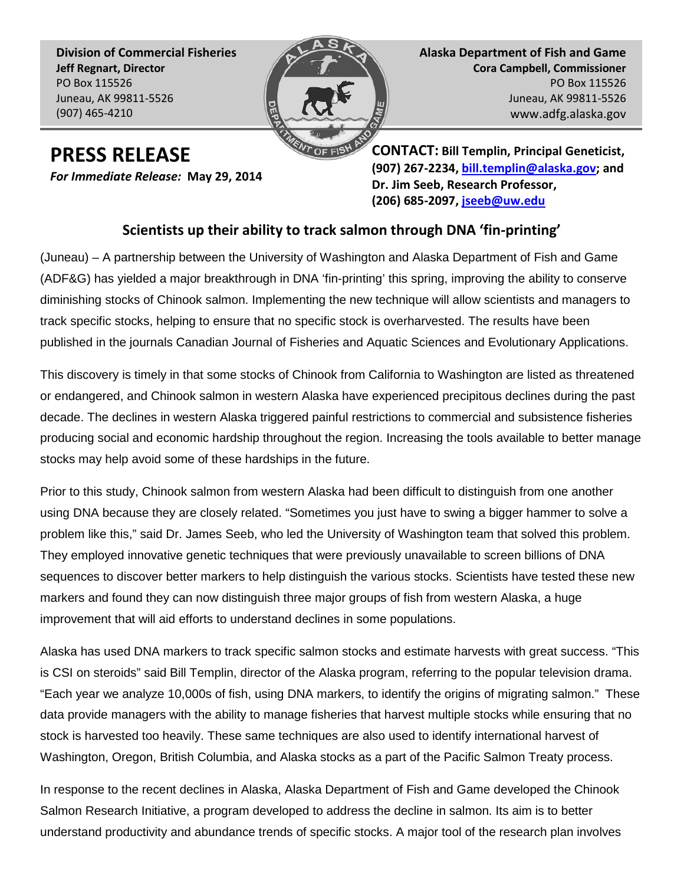**Division of Commercial Fisheries**
**Jeff Regnart, Director**
PO Box 115526
Juneau, AK 99811-5526
(907) 465-4210

**Alaska Department of Fish and Game**
**Cora Campbell, Commissioner**
PO Box 115526
Juneau, AK 99811-5526
www.adfg.alaska.gov

# PRESS RELEASE

***For Immediate Release:* May 29, 2014**

**CONTACT: Bill Templin, Principal Geneticist, (907) 267-2234, bill.templin@alaska.gov; and Dr. Jim Seeb, Research Professor, (206) 685-2097, jseeb@uw.edu**

## Scientists up their ability to track salmon through DNA 'fin-printing'

(Juneau) – A partnership between the University of Washington and Alaska Department of Fish and Game (ADF&G) has yielded a major breakthrough in DNA 'fin-printing' this spring, improving the ability to conserve diminishing stocks of Chinook salmon. Implementing the new technique will allow scientists and managers to track specific stocks, helping to ensure that no specific stock is overharvested. The results have been published in the journals Canadian Journal of Fisheries and Aquatic Sciences and Evolutionary Applications.

This discovery is timely in that some stocks of Chinook from California to Washington are listed as threatened or endangered, and Chinook salmon in western Alaska have experienced precipitous declines during the past decade. The declines in western Alaska triggered painful restrictions to commercial and subsistence fisheries producing social and economic hardship throughout the region. Increasing the tools available to better manage stocks may help avoid some of these hardships in the future.

Prior to this study, Chinook salmon from western Alaska had been difficult to distinguish from one another using DNA because they are closely related. "Sometimes you just have to swing a bigger hammer to solve a problem like this," said Dr. James Seeb, who led the University of Washington team that solved this problem. They employed innovative genetic techniques that were previously unavailable to screen billions of DNA sequences to discover better markers to help distinguish the various stocks. Scientists have tested these new markers and found they can now distinguish three major groups of fish from western Alaska, a huge improvement that will aid efforts to understand declines in some populations.

Alaska has used DNA markers to track specific salmon stocks and estimate harvests with great success. "This is CSI on steroids" said Bill Templin, director of the Alaska program, referring to the popular television drama. "Each year we analyze 10,000s of fish, using DNA markers, to identify the origins of migrating salmon." These data provide managers with the ability to manage fisheries that harvest multiple stocks while ensuring that no stock is harvested too heavily. These same techniques are also used to identify international harvest of Washington, Oregon, British Columbia, and Alaska stocks as a part of the Pacific Salmon Treaty process.

In response to the recent declines in Alaska, Alaska Department of Fish and Game developed the Chinook Salmon Research Initiative, a program developed to address the decline in salmon. Its aim is to better understand productivity and abundance trends of specific stocks. A major tool of the research plan involves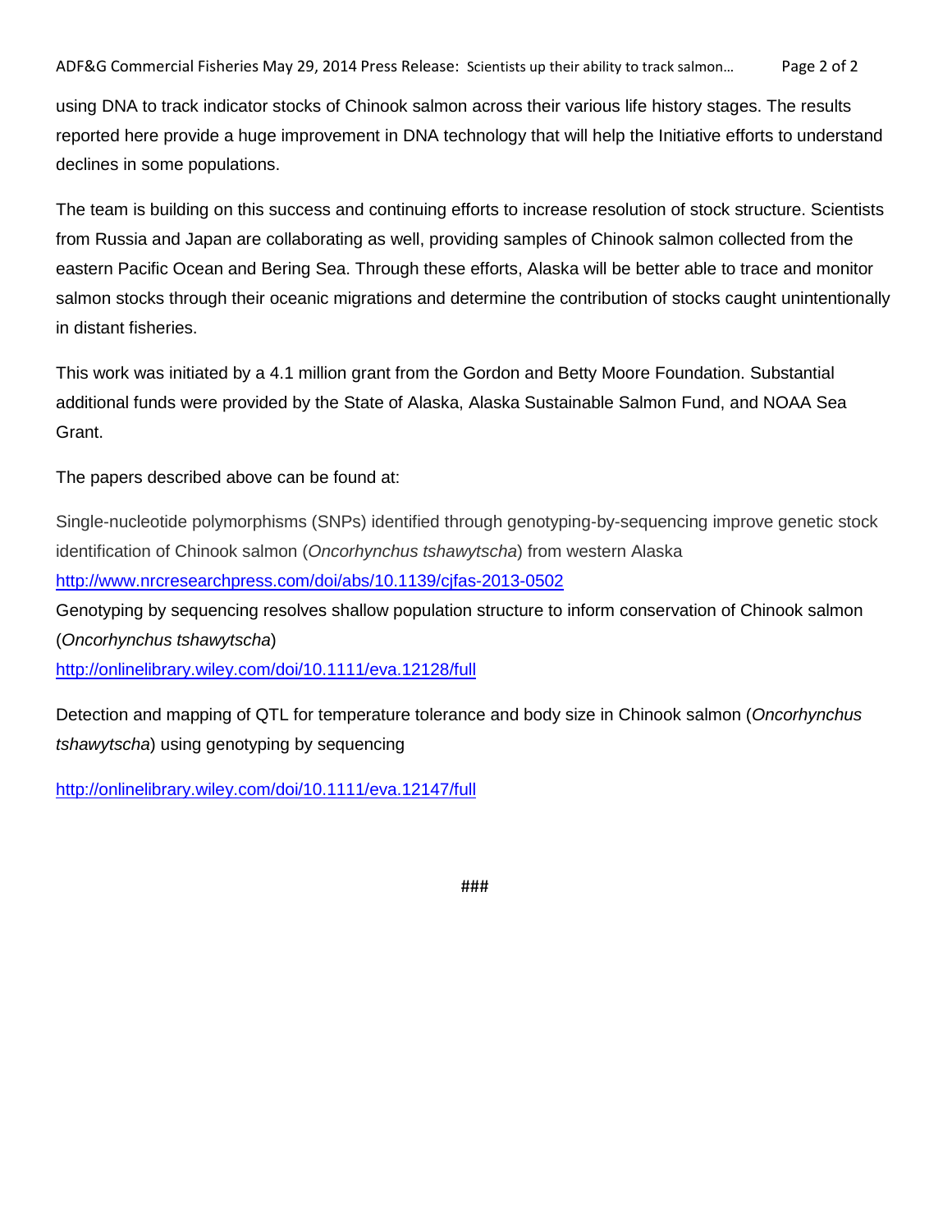using DNA to track indicator stocks of Chinook salmon across their various life history stages. The results reported here provide a huge improvement in DNA technology that will help the Initiative efforts to understand declines in some populations.

The team is building on this success and continuing efforts to increase resolution of stock structure. Scientists from Russia and Japan are collaborating as well, providing samples of Chinook salmon collected from the eastern Pacific Ocean and Bering Sea. Through these efforts, Alaska will be better able to trace and monitor salmon stocks through their oceanic migrations and determine the contribution of stocks caught unintentionally in distant fisheries.

This work was initiated by a 4.1 million grant from the Gordon and Betty Moore Foundation. Substantial additional funds were provided by the State of Alaska, Alaska Sustainable Salmon Fund, and NOAA Sea Grant.

The papers described above can be found at:

Single-nucleotide polymorphisms (SNPs) identified through genotyping-by-sequencing improve genetic stock identification of Chinook salmon (*Oncorhynchus tshawytscha*) from western Alaska
http://www.nrcresearchpress.com/doi/abs/10.1139/cjfas-2013-0502
Genotyping by sequencing resolves shallow population structure to inform conservation of Chinook salmon (*Oncorhynchus tshawytscha*)
http://onlinelibrary.wiley.com/doi/10.1111/eva.12128/full

Detection and mapping of QTL for temperature tolerance and body size in Chinook salmon (*Oncorhynchus tshawytscha*) using genotyping by sequencing

http://onlinelibrary.wiley.com/doi/10.1111/eva.12147/full

###